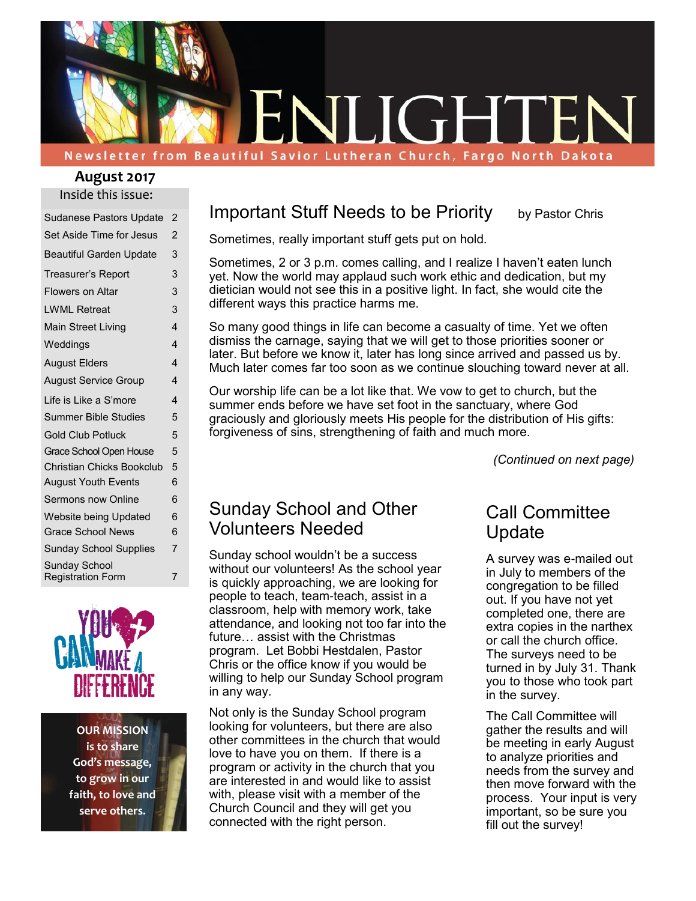# ENLIGHTEN

Newsletter from Beautiful Savior Lutheran Church, Fargo North Dakota

**August 2017**

Inside this issue:

| | |
|---|---|
| Sudanese Pastors Update | 2 |
| Set Aside Time for Jesus | 2 |
| Beautiful Garden Update | 3 |
| Treasurer's Report | 3 |
| Flowers on Altar | 3 |
| LWML Retreat | 3 |
| Main Street Living | 4 |
| Weddings | 4 |
| August Elders | 4 |
| August Service Group | 4 |
| Life is Like a S'more | 4 |
| Summer Bible Studies | 5 |
| Gold Club Potluck | 5 |
| Grace School Open House | 5 |
| Christian Chicks Bookclub | 5 |
| August Youth Events | 6 |
| Sermons now Online | 6 |
| Website being Updated | 6 |
| Grace School News | 6 |
| Sunday School Supplies | 7 |
| Sunday School Registration Form | 7 |

YOU CAN MAKE A DIFFERENCE

**OUR MISSION is to share God's message, to grow in our faith, to love and serve others.**

## Important Stuff Needs to be Priority

by Pastor Chris

Sometimes, really important stuff gets put on hold.

Sometimes, 2 or 3 p.m. comes calling, and I realize I haven't eaten lunch yet. Now the world may applaud such work ethic and dedication, but my dietician would not see this in a positive light. In fact, she would cite the different ways this practice harms me.

So many good things in life can become a casualty of time. Yet we often dismiss the carnage, saying that we will get to those priorities sooner or later. But before we know it, later has long since arrived and passed us by. Much later comes far too soon as we continue slouching toward never at all.

Our worship life can be a lot like that. We vow to get to church, but the summer ends before we have set foot in the sanctuary, where God graciously and gloriously meets His people for the distribution of His gifts: forgiveness of sins, strengthening of faith and much more.

*(Continued on next page)*

## Sunday School and Other Volunteers Needed

Sunday school wouldn't be a success without our volunteers! As the school year is quickly approaching, we are looking for people to teach, team-teach, assist in a classroom, help with memory work, take attendance, and looking not too far into the future… assist with the Christmas program. Let Bobbi Hestdalen, Pastor Chris or the office know if you would be willing to help our Sunday School program in any way.

Not only is the Sunday School program looking for volunteers, but there are also other committees in the church that would love to have you on them. If there is a program or activity in the church that you are interested in and would like to assist with, please visit with a member of the Church Council and they will get you connected with the right person.

## Call Committee Update

A survey was e-mailed out in July to members of the congregation to be filled out. If you have not yet completed one, there are extra copies in the narthex or call the church office. The surveys need to be turned in by July 31. Thank you to those who took part in the survey.

The Call Committee will gather the results and will be meeting in early August to analyze priorities and needs from the survey and then move forward with the process. Your input is very important, so be sure you fill out the survey!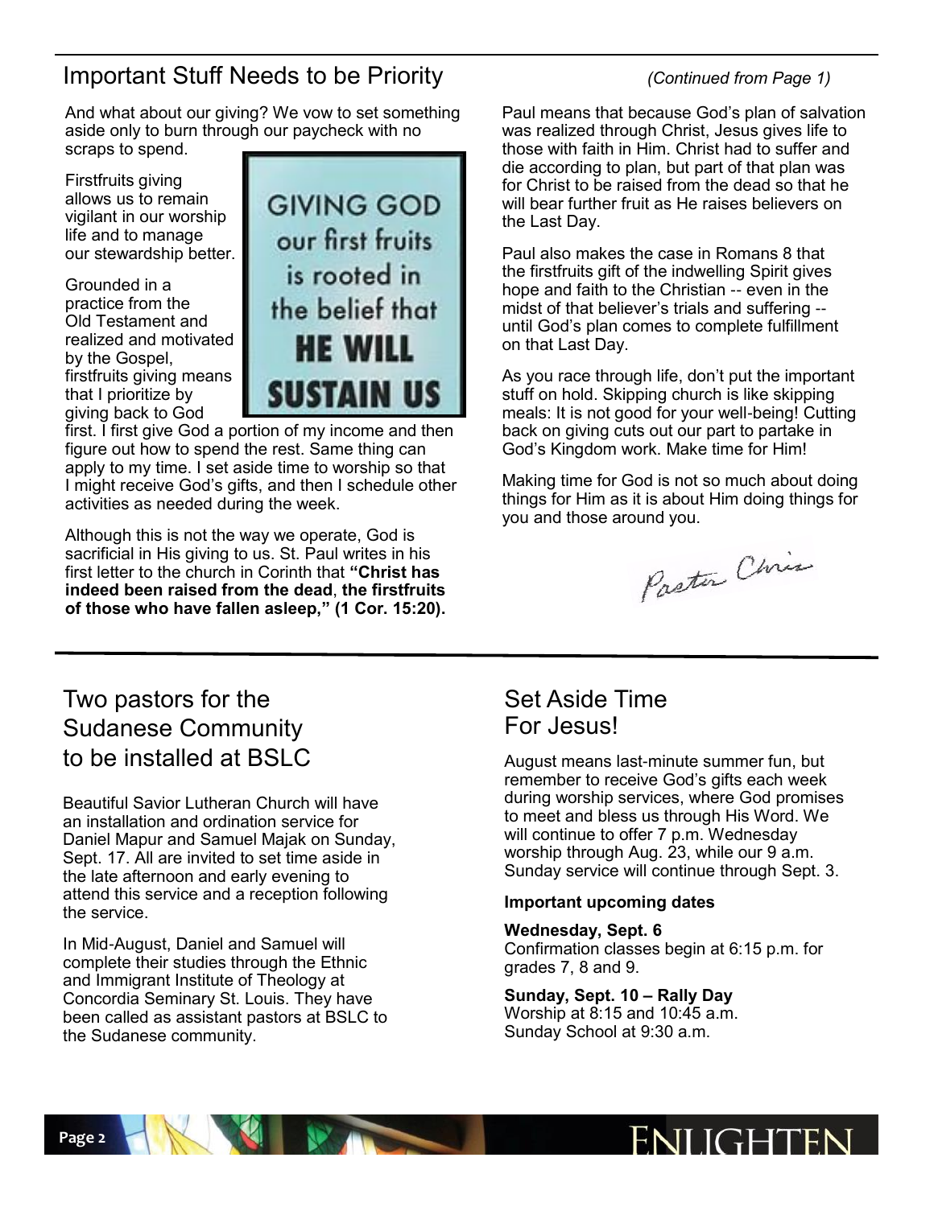## Important Stuff Needs to be Priority

*(Continued from Page 1)*

And what about our giving? We vow to set something aside only to burn through our paycheck with no scraps to spend.

Firstfruits giving allows us to remain vigilant in our worship life and to manage our stewardship better.

GIVING GOD our first fruits is rooted in the belief that **HE WILL SUSTAIN US**

Grounded in a practice from the Old Testament and realized and motivated by the Gospel, firstfruits giving means that I prioritize by giving back to God first. I first give God a portion of my income and then figure out how to spend the rest. Same thing can apply to my time. I set aside time to worship so that I might receive God's gifts, and then I schedule other activities as needed during the week.

Although this is not the way we operate, God is sacrificial in His giving to us. St. Paul writes in his first letter to the church in Corinth that **"Christ has indeed been raised from the dead**, **the firstfruits of those who have fallen asleep," (1 Cor. 15:20).**

Paul means that because God's plan of salvation was realized through Christ, Jesus gives life to those with faith in Him. Christ had to suffer and die according to plan, but part of that plan was for Christ to be raised from the dead so that he will bear further fruit as He raises believers on the Last Day.

Paul also makes the case in Romans 8 that the firstfruits gift of the indwelling Spirit gives hope and faith to the Christian -- even in the midst of that believer's trials and suffering -- until God's plan comes to complete fulfillment on that Last Day.

As you race through life, don't put the important stuff on hold. Skipping church is like skipping meals: It is not good for your well-being! Cutting back on giving cuts out our part to partake in God's Kingdom work. Make time for Him!

Making time for God is not so much about doing things for Him as it is about Him doing things for you and those around you.

Pastor Chris

## Two pastors for the Sudanese Community to be installed at BSLC

Beautiful Savior Lutheran Church will have an installation and ordination service for Daniel Mapur and Samuel Majak on Sunday, Sept. 17. All are invited to set time aside in the late afternoon and early evening to attend this service and a reception following the service.

In Mid-August, Daniel and Samuel will complete their studies through the Ethnic and Immigrant Institute of Theology at Concordia Seminary St. Louis. They have been called as assistant pastors at BSLC to the Sudanese community.

## Set Aside Time For Jesus!

August means last-minute summer fun, but remember to receive God's gifts each week during worship services, where God promises to meet and bless us through His Word. We will continue to offer 7 p.m. Wednesday worship through Aug. 23, while our 9 a.m. Sunday service will continue through Sept. 3.

**Important upcoming dates**

**Wednesday, Sept. 6**
Confirmation classes begin at 6:15 p.m. for grades 7, 8 and 9.

**Sunday, Sept. 10 – Rally Day**
Worship at 8:15 and 10:45 a.m.
Sunday School at 9:30 a.m.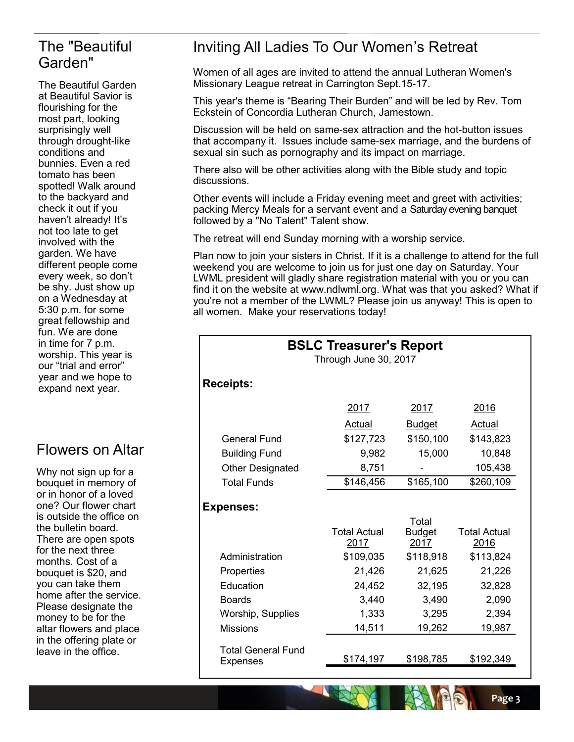## The "Beautiful Garden"

The Beautiful Garden at Beautiful Savior is flourishing for the most part, looking surprisingly well through drought-like conditions and bunnies. Even a red tomato has been spotted! Walk around to the backyard and check it out if you haven't already! It's not too late to get involved with the garden. We have different people come every week, so don't be shy. Just show up on a Wednesday at 5:30 p.m. for some great fellowship and fun. We are done in time for 7 p.m. worship. This year is our "trial and error" year and we hope to expand next year.

## Flowers on Altar

Why not sign up for a bouquet in memory of or in honor of a loved one? Our flower chart is outside the office on the bulletin board. There are open spots for the next three months. Cost of a bouquet is $20, and you can take them home after the service. Please designate the money to be for the altar flowers and place in the offering plate or leave in the office.

## Inviting All Ladies To Our Women's Retreat

Women of all ages are invited to attend the annual Lutheran Women's Missionary League retreat in Carrington Sept.15-17.

This year's theme is "Bearing Their Burden" and will be led by Rev. Tom Eckstein of Concordia Lutheran Church, Jamestown.

Discussion will be held on same-sex attraction and the hot-button issues that accompany it. Issues include same-sex marriage, and the burdens of sexual sin such as pornography and its impact on marriage.

There also will be other activities along with the Bible study and topic discussions.

Other events will include a Friday evening meet and greet with activities; packing Mercy Meals for a servant event and a Saturday evening banquet followed by a "No Talent" Talent show.

The retreat will end Sunday morning with a worship service.

Plan now to join your sisters in Christ. If it is a challenge to attend for the full weekend you are welcome to join us for just one day on Saturday. Your LWML president will gladly share registration material with you or you can find it on the website at www.ndlwml.org. What was that you asked? What if you're not a member of the LWML? Please join us anyway! This is open to all women. Make your reservations today!

## BSLC Treasurer's Report

Through June 30, 2017

**Receipts:**

| | 2017 Actual | 2017 Budget | 2016 Actual |
|---|---|---|---|
| General Fund | $127,723 | $150,100 | $143,823 |
| Building Fund | 9,982 | 15,000 | 10,848 |
| Other Designated | 8,751 | - | 105,438 |
| Total Funds | $146,456 | $165,100 | $260,109 |

**Expenses:**

| | Total Actual 2017 | Total Budget 2017 | Total Actual 2016 |
|---|---|---|---|
| Administration | $109,035 | $118,918 | $113,824 |
| Properties | 21,426 | 21,625 | 21,226 |
| Education | 24,452 | 32,195 | 32,828 |
| Boards | 3,440 | 3,490 | 2,090 |
| Worship, Supplies | 1,333 | 3,295 | 2,394 |
| Missions | 14,511 | 19,262 | 19,987 |
| Total General Fund Expenses | $174,197 | $198,785 | $192,349 |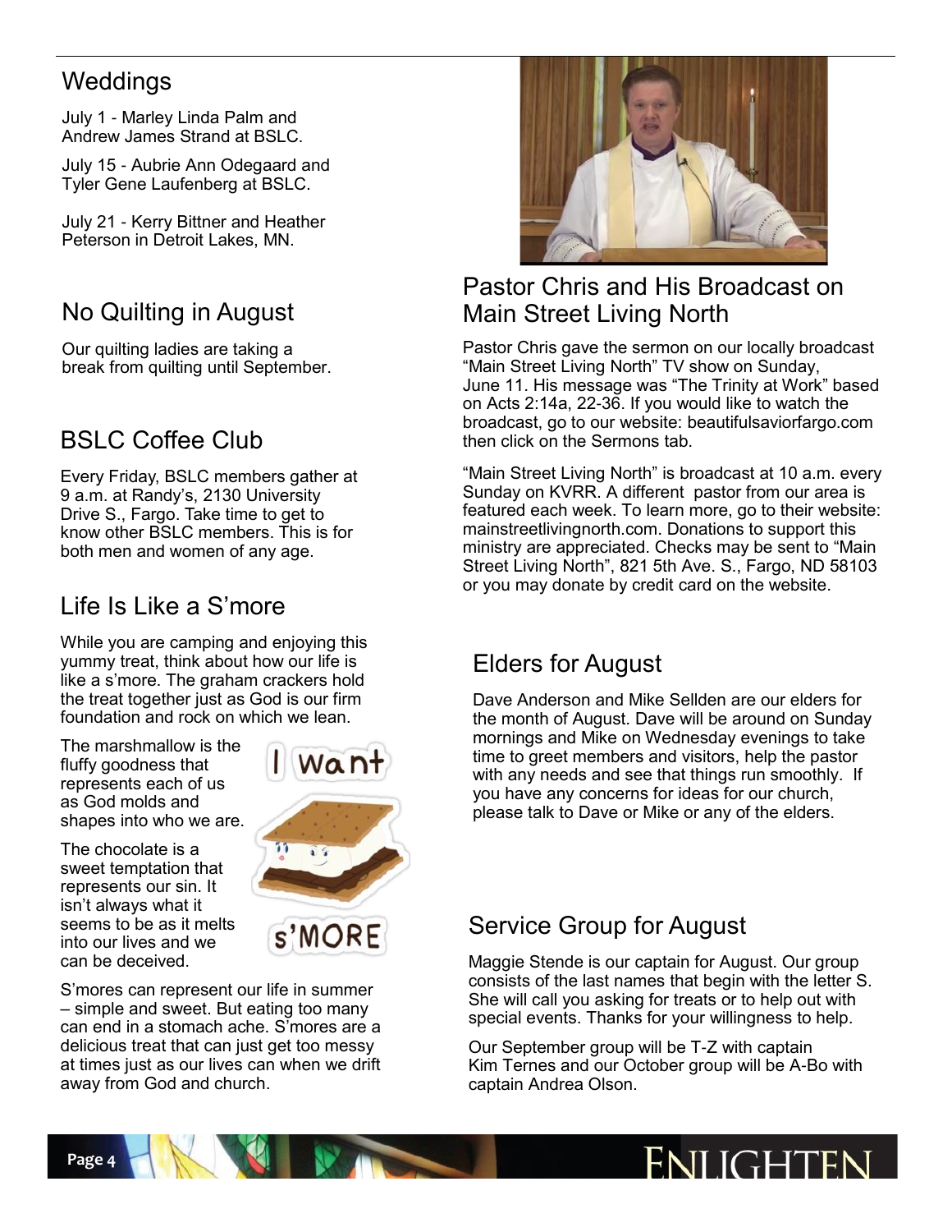## Weddings

July 1 - Marley Linda Palm and Andrew James Strand at BSLC.

July 15 - Aubrie Ann Odegaard and Tyler Gene Laufenberg at BSLC.

July 21 - Kerry Bittner and Heather Peterson in Detroit Lakes, MN.

## No Quilting in August

Our quilting ladies are taking a break from quilting until September.

## BSLC Coffee Club

Every Friday, BSLC members gather at 9 a.m. at Randy's, 2130 University Drive S., Fargo. Take time to get to know other BSLC members. This is for both men and women of any age.

## Life Is Like a S'more

While you are camping and enjoying this yummy treat, think about how our life is like a s'more. The graham crackers hold the treat together just as God is our firm foundation and rock on which we lean.

The marshmallow is the fluffy goodness that represents each of us as God molds and shapes into who we are.

The chocolate is a sweet temptation that represents our sin. It isn't always what it seems to be as it melts into our lives and we can be deceived.

S'mores can represent our life in summer – simple and sweet. But eating too many can end in a stomach ache. S'mores are a delicious treat that can just get too messy at times just as our lives can when we drift away from God and church.

## Pastor Chris and His Broadcast on Main Street Living North

Pastor Chris gave the sermon on our locally broadcast "Main Street Living North" TV show on Sunday, June 11. His message was "The Trinity at Work" based on Acts 2:14a, 22-36. If you would like to watch the broadcast, go to our website: beautifulsaviorfargo.com then click on the Sermons tab.

"Main Street Living North" is broadcast at 10 a.m. every Sunday on KVRR. A different pastor from our area is featured each week. To learn more, go to their website: mainstreetlivingnorth.com. Donations to support this ministry are appreciated. Checks may be sent to "Main Street Living North", 821 5th Ave. S., Fargo, ND 58103 or you may donate by credit card on the website.

## Elders for August

Dave Anderson and Mike Sellden are our elders for the month of August. Dave will be around on Sunday mornings and Mike on Wednesday evenings to take time to greet members and visitors, help the pastor with any needs and see that things run smoothly. If you have any concerns for ideas for our church, please talk to Dave or Mike or any of the elders.

## Service Group for August

Maggie Stende is our captain for August. Our group consists of the last names that begin with the letter S. She will call you asking for treats or to help out with special events. Thanks for your willingness to help.

Our September group will be T-Z with captain Kim Ternes and our October group will be A-Bo with captain Andrea Olson.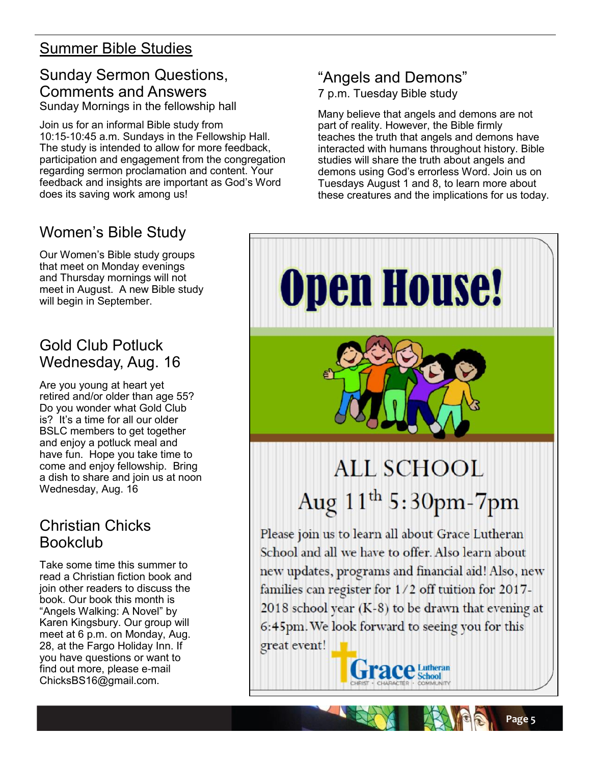## Summer Bible Studies

### Sunday Sermon Questions, Comments and Answers

Sunday Mornings in the fellowship hall

Join us for an informal Bible study from 10:15-10:45 a.m. Sundays in the Fellowship Hall. The study is intended to allow for more feedback, participation and engagement from the congregation regarding sermon proclamation and content. Your feedback and insights are important as God's Word does its saving work among us!

### "Angels and Demons"

7 p.m. Tuesday Bible study

Many believe that angels and demons are not part of reality. However, the Bible firmly teaches the truth that angels and demons have interacted with humans throughout history. Bible studies will share the truth about angels and demons using God's errorless Word. Join us on Tuesdays August 1 and 8, to learn more about these creatures and the implications for us today.

### Women's Bible Study

Our Women's Bible study groups that meet on Monday evenings and Thursday mornings will not meet in August. A new Bible study will begin in September.

### Gold Club Potluck Wednesday, Aug. 16

Are you young at heart yet retired and/or older than age 55? Do you wonder what Gold Club is? It's a time for all our older BSLC members to get together and enjoy a potluck meal and have fun. Hope you take time to come and enjoy fellowship. Bring a dish to share and join us at noon Wednesday, Aug. 16

### Christian Chicks Bookclub

Take some time this summer to read a Christian fiction book and join other readers to discuss the book. Our book this month is "Angels Walking: A Novel" by Karen Kingsbury. Our group will meet at 6 p.m. on Monday, Aug. 28, at the Fargo Holiday Inn. If you have questions or want to find out more, please e-mail ChicksBS16@gmail.com.

# Open House!

ALL SCHOOL

Aug 11th 5:30pm-7pm

Please join us to learn all about Grace Lutheran School and all we have to offer. Also learn about new updates, programs and financial aid! Also, new families can register for 1/2 off tuition for 2017-2018 school year (K-8) to be drawn that evening at 6:45pm. We look forward to seeing you for this great event!

Grace Lutheran School
CHRIST · CHARACTER · COMMUNITY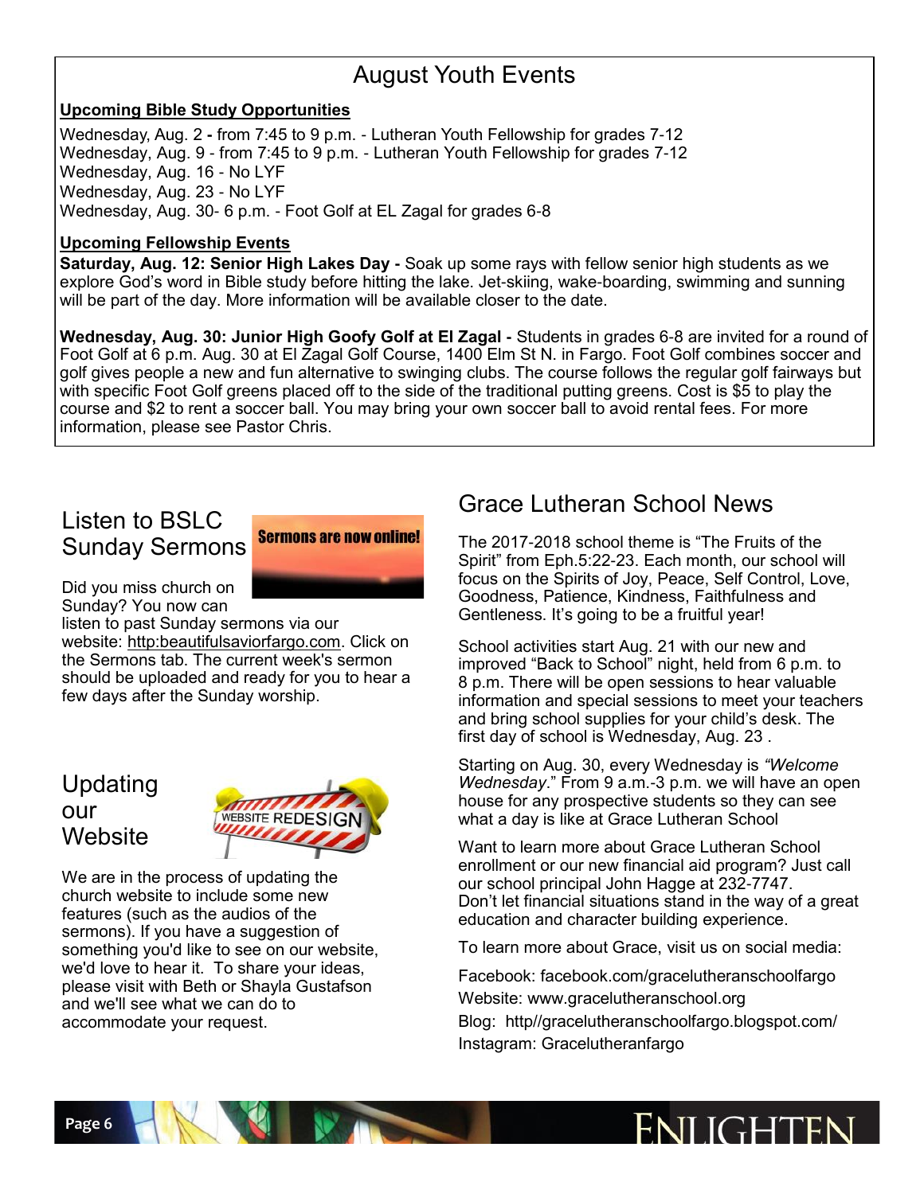# August Youth Events

**Upcoming Bible Study Opportunities**

Wednesday, Aug. 2 **-** from 7:45 to 9 p.m. - Lutheran Youth Fellowship for grades 7-12
Wednesday, Aug. 9 - from 7:45 to 9 p.m. - Lutheran Youth Fellowship for grades 7-12
Wednesday, Aug. 16 - No LYF
Wednesday, Aug. 23 - No LYF
Wednesday, Aug. 30- 6 p.m. - Foot Golf at EL Zagal for grades 6-8

**Upcoming Fellowship Events**

**Saturday, Aug. 12: Senior High Lakes Day -** Soak up some rays with fellow senior high students as we explore God's word in Bible study before hitting the lake. Jet-skiing, wake-boarding, swimming and sunning will be part of the day. More information will be available closer to the date.

**Wednesday, Aug. 30: Junior High Goofy Golf at El Zagal -** Students in grades 6-8 are invited for a round of Foot Golf at 6 p.m. Aug. 30 at El Zagal Golf Course, 1400 Elm St N. in Fargo. Foot Golf combines soccer and golf gives people a new and fun alternative to swinging clubs. The course follows the regular golf fairways but with specific Foot Golf greens placed off to the side of the traditional putting greens. Cost is $5 to play the course and $2 to rent a soccer ball. You may bring your own soccer ball to avoid rental fees. For more information, please see Pastor Chris.

## Listen to BSLC Sunday Sermons

Sermons are now online!

Did you miss church on Sunday? You now can listen to past Sunday sermons via our website: http:beautifulsaviorfargo.com. Click on the Sermons tab. The current week's sermon should be uploaded and ready for you to hear a few days after the Sunday worship.

## Updating our Website

WEBSITE REDESIGN

We are in the process of updating the church website to include some new features (such as the audios of the sermons). If you have a suggestion of something you'd like to see on our website, we'd love to hear it. To share your ideas, please visit with Beth or Shayla Gustafson and we'll see what we can do to accommodate your request.

## Grace Lutheran School News

The 2017-2018 school theme is "The Fruits of the Spirit" from Eph.5:22-23. Each month, our school will focus on the Spirits of Joy, Peace, Self Control, Love, Goodness, Patience, Kindness, Faithfulness and Gentleness. It's going to be a fruitful year!

School activities start Aug. 21 with our new and improved "Back to School" night, held from 6 p.m. to 8 p.m. There will be open sessions to hear valuable information and special sessions to meet your teachers and bring school supplies for your child's desk. The first day of school is Wednesday, Aug. 23 .

Starting on Aug. 30, every Wednesday is *"Welcome Wednesday*." From 9 a.m.-3 p.m. we will have an open house for any prospective students so they can see what a day is like at Grace Lutheran School

Want to learn more about Grace Lutheran School enrollment or our new financial aid program? Just call our school principal John Hagge at 232-7747.
Don't let financial situations stand in the way of a great education and character building experience.

To learn more about Grace, visit us on social media:

Facebook: facebook.com/gracelutheranschoolfargo
Website: www.gracelutheranschool.org
Blog: http//gracelutheranschoolfargo.blogspot.com/
Instagram: Gracelutheranfargo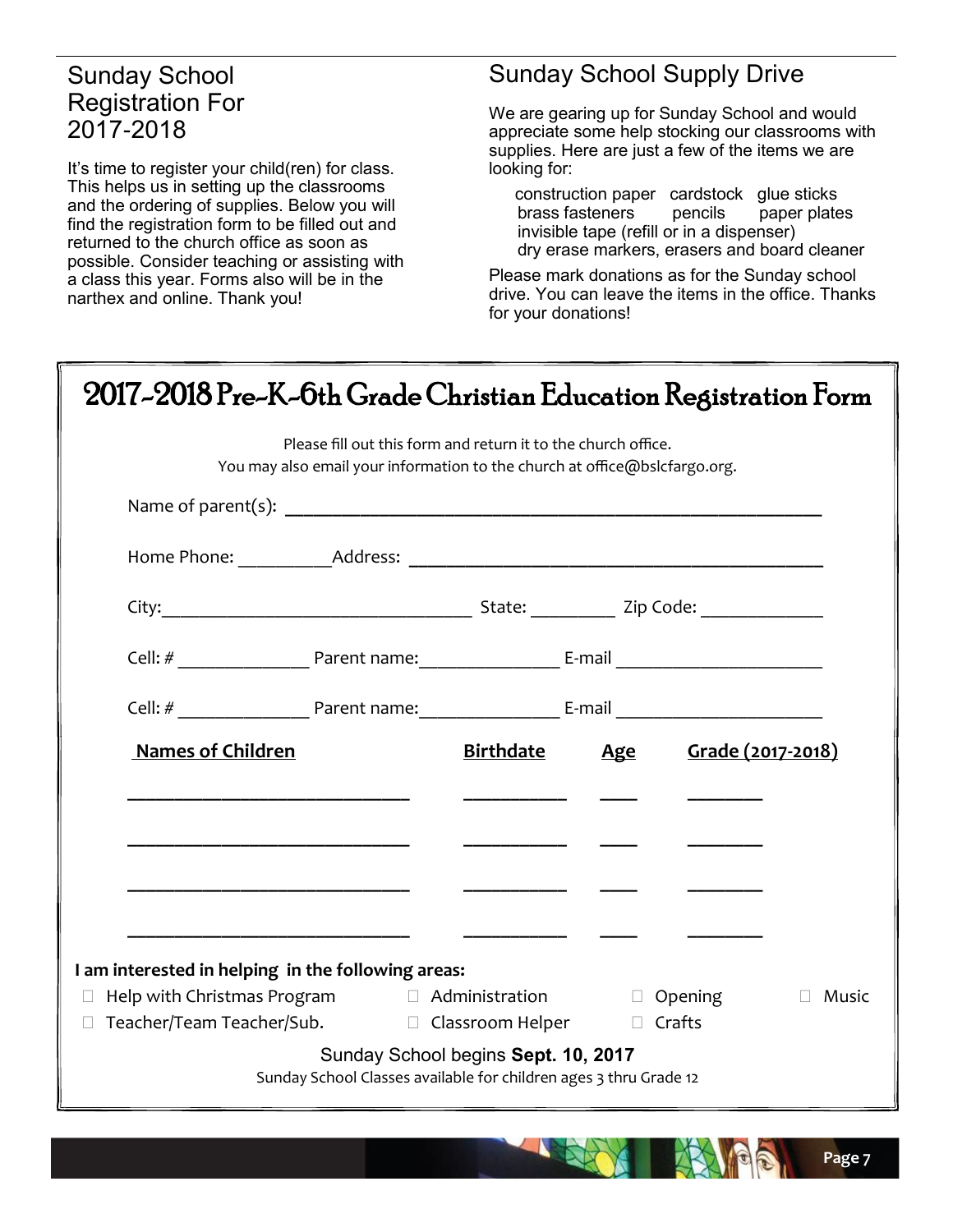## Sunday School Registration For 2017-2018

It's time to register your child(ren) for class. This helps us in setting up the classrooms and the ordering of supplies. Below you will find the registration form to be filled out and returned to the church office as soon as possible. Consider teaching or assisting with a class this year. Forms also will be in the narthex and online. Thank you!

## Sunday School Supply Drive

We are gearing up for Sunday School and would appreciate some help stocking our classrooms with supplies. Here are just a few of the items we are looking for:

construction paper   cardstock   glue sticks
brass fasteners   pencils   paper plates
invisible tape (refill or in a dispenser)
dry erase markers, erasers and board cleaner

Please mark donations as for the Sunday school drive. You can leave the items in the office. Thanks for your donations!

# 2017-2018 Pre-K-6th Grade Christian Education Registration Form

Please fill out this form and return it to the church office.
You may also email your information to the church at office@bslcfargo.org.

Name of parent(s): ____________________________________________

Home Phone: _________ Address: ______________________________

City: ______________________________ State: ________ Zip Code: ____________

Cell: # ______________ Parent name: ______________ E-mail ____________________

Cell: # ______________ Parent name: ______________ E-mail ____________________

| Names of Children | Birthdate | Age | Grade (2017-2018) |
| --- | --- | --- | --- |
| | | | |
| | | | |
| | | | |
| | | | |

**I am interested in helping in the following areas:**

- ☐ Help with Christmas Program
- ☐ Administration
- ☐ Opening
- ☐ Music
- ☐ Teacher/Team Teacher/Sub.
- ☐ Classroom Helper
- ☐ Crafts

Sunday School begins **Sept. 10, 2017**

Sunday School Classes available for children ages 3 thru Grade 12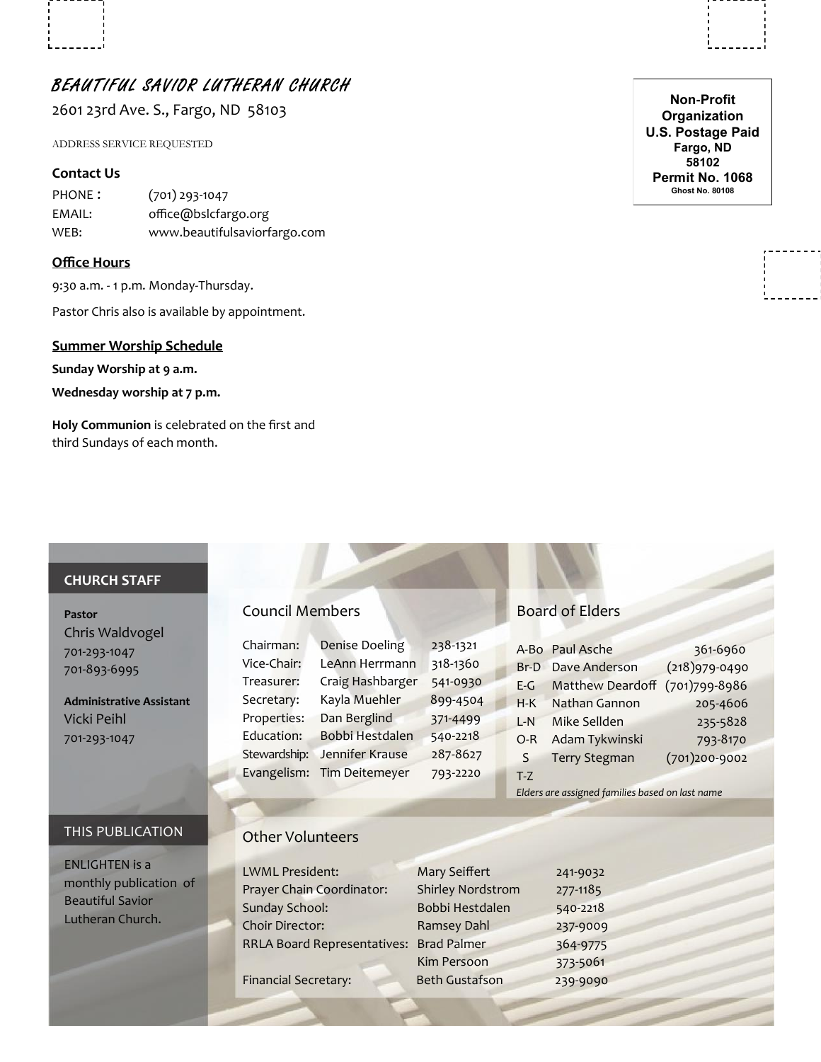# BEAUTIFUL SAVIOR LUTHERAN CHURCH

2601 23rd Ave. S., Fargo, ND 58103

ADDRESS SERVICE REQUESTED

Non-Profit Organization
U.S. Postage Paid
Fargo, ND
58102
Permit No. 1068
Ghost No. 80108

### Contact Us

PHONE: (701) 293-1047
EMAIL: office@bslcfargo.org
WEB: www.beautifulsaviorfargo.com

### Office Hours

9:30 a.m. - 1 p.m. Monday-Thursday.

Pastor Chris also is available by appointment.

### Summer Worship Schedule

**Sunday Worship at 9 a.m.**

**Wednesday worship at 7 p.m.**

**Holy Communion** is celebrated on the first and third Sundays of each month.

## CHURCH STAFF

**Pastor**
Chris Waldvogel
701-293-1047
701-893-6995

**Administrative Assistant**
Vicki Peihl
701-293-1047

## Council Members

| | | |
|---|---|---|
| Chairman: | Denise Doeling | 238-1321 |
| Vice-Chair: | LeAnn Herrmann | 318-1360 |
| Treasurer: | Craig Hashbarger | 541-0930 |
| Secretary: | Kayla Muehler | 899-4504 |
| Properties: | Dan Berglind | 371-4499 |
| Education: | Bobbi Hestdalen | 540-2218 |
| Stewardship: | Jennifer Krause | 287-8627 |
| Evangelism: | Tim Deitemeyer | 793-2220 |

## Board of Elders

| | | |
|---|---|---|
| A-Bo | Paul Asche | 361-6960 |
| Br-D | Dave Anderson | (218)979-0490 |
| E-G | Matthew Deardoff | (701)799-8986 |
| H-K | Nathan Gannon | 205-4606 |
| L-N | Mike Sellden | 235-5828 |
| O-R | Adam Tykwinski | 793-8170 |
| S | Terry Stegman | (701)200-9002 |
| T-Z | | |

*Elders are assigned families based on last name*

## THIS PUBLICATION

ENLIGHTEN is a monthly publication of Beautiful Savior Lutheran Church.

## Other Volunteers

| | | |
|---|---|---|
| LWML President: | Mary Seiffert | 241-9032 |
| Prayer Chain Coordinator: | Shirley Nordstrom | 277-1185 |
| Sunday School: | Bobbi Hestdalen | 540-2218 |
| Choir Director: | Ramsey Dahl | 237-9009 |
| RRLA Board Representatives: | Brad Palmer | 364-9775 |
| | Kim Persoon | 373-5061 |
| Financial Secretary: | Beth Gustafson | 239-9090 |